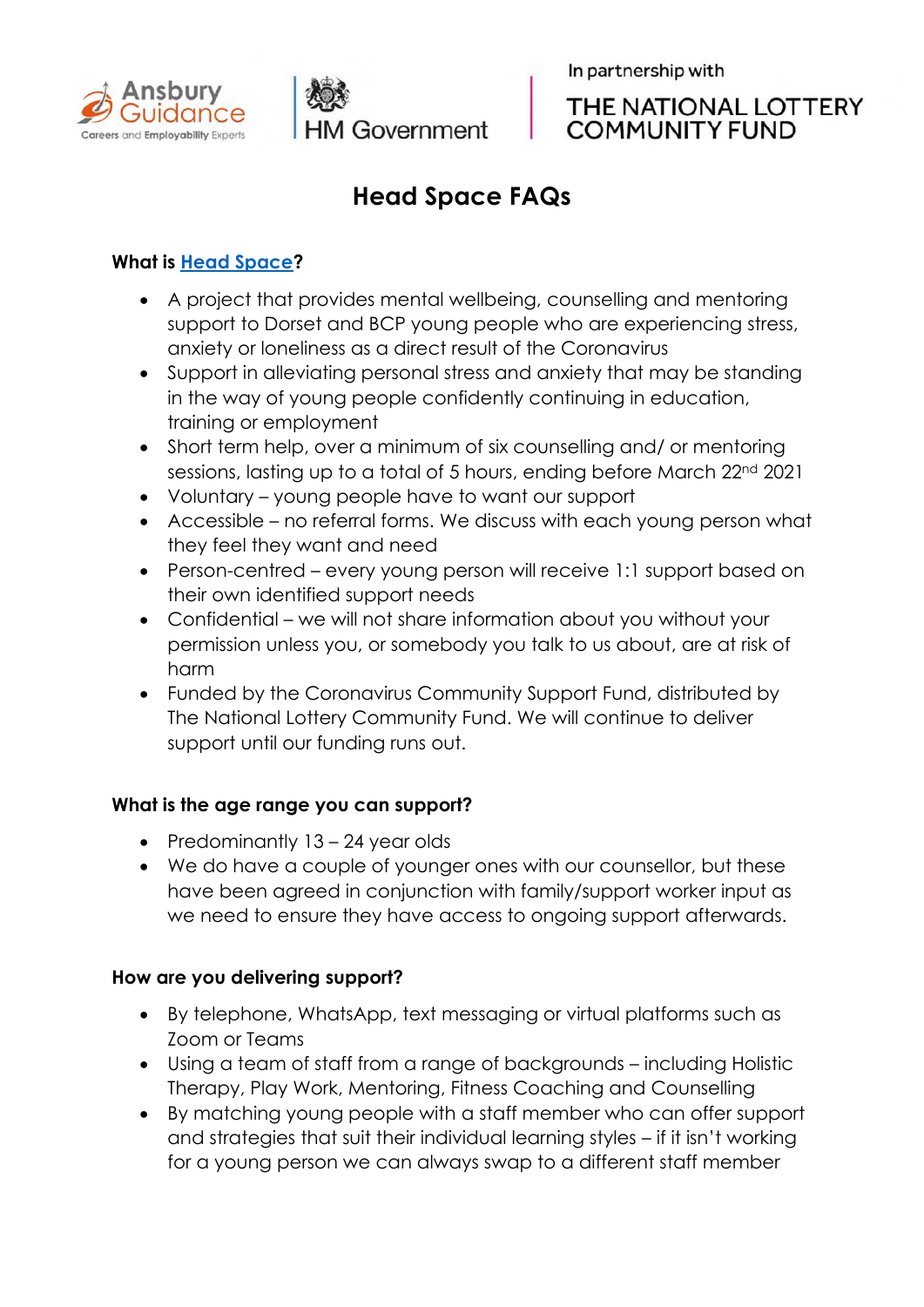Ansbury Guidance — Careers and Employability Experts | HM Government | In partnership with THE NATIONAL LOTTERY COMMUNITY FUND

# Head Space FAQs

**What is Head Space?**

- A project that provides mental wellbeing, counselling and mentoring support to Dorset and BCP young people who are experiencing stress, anxiety or loneliness as a direct result of the Coronavirus
- Support in alleviating personal stress and anxiety that may be standing in the way of young people confidently continuing in education, training or employment
- Short term help, over a minimum of six counselling and/ or mentoring sessions, lasting up to a total of 5 hours, ending before March 22nd 2021
- Voluntary – young people have to want our support
- Accessible – no referral forms. We discuss with each young person what they feel they want and need
- Person-centred – every young person will receive 1:1 support based on their own identified support needs
- Confidential – we will not share information about you without your permission unless you, or somebody you talk to us about, are at risk of harm
- Funded by the Coronavirus Community Support Fund, distributed by The National Lottery Community Fund. We will continue to deliver support until our funding runs out.

**What is the age range you can support?**

- Predominantly 13 – 24 year olds
- We do have a couple of younger ones with our counsellor, but these have been agreed in conjunction with family/support worker input as we need to ensure they have access to ongoing support afterwards.

**How are you delivering support?**

- By telephone, WhatsApp, text messaging or virtual platforms such as Zoom or Teams
- Using a team of staff from a range of backgrounds – including Holistic Therapy, Play Work, Mentoring, Fitness Coaching and Counselling
- By matching young people with a staff member who can offer support and strategies that suit their individual learning styles – if it isn't working for a young person we can always swap to a different staff member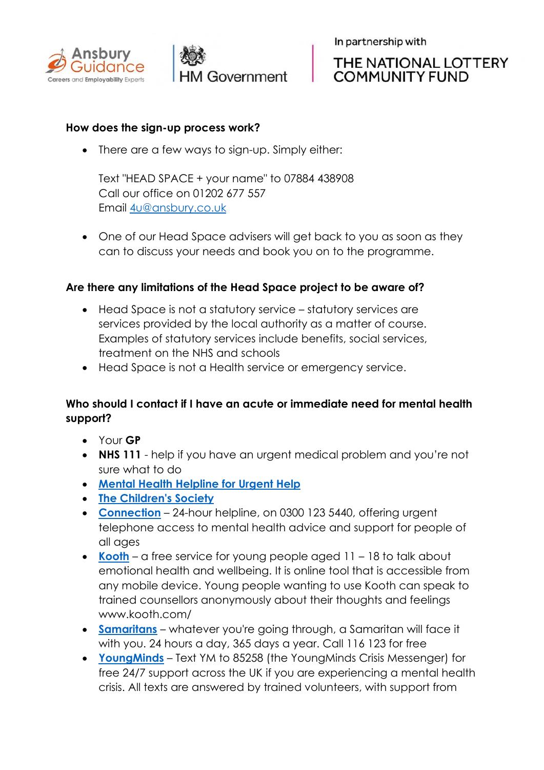Ansbury Guidance – Careers and Employability Experts | HM Government | In partnership with THE NATIONAL LOTTERY COMMUNITY FUND

**How does the sign-up process work?**

- There are a few ways to sign-up. Simply either:

  Text "HEAD SPACE + your name" to 07884 438908
  Call our office on 01202 677 557
  Email 4u@ansbury.co.uk

- One of our Head Space advisers will get back to you as soon as they can to discuss your needs and book you on to the programme.

**Are there any limitations of the Head Space project to be aware of?**

- Head Space is not a statutory service – statutory services are services provided by the local authority as a matter of course. Examples of statutory services include benefits, social services, treatment on the NHS and schools
- Head Space is not a Health service or emergency service.

**Who should I contact if I have an acute or immediate need for mental health support?**

- Your **GP**
- **NHS 111** - help if you have an urgent medical problem and you're not sure what to do
- **Mental Health Helpline for Urgent Help**
- **The Children's Society**
- **Connection** – 24-hour helpline, on 0300 123 5440, offering urgent telephone access to mental health advice and support for people of all ages
- **Kooth** – a free service for young people aged 11 – 18 to talk about emotional health and wellbeing. It is online tool that is accessible from any mobile device. Young people wanting to use Kooth can speak to trained counsellors anonymously about their thoughts and feelings www.kooth.com/
- **Samaritans** – whatever you're going through, a Samaritan will face it with you. 24 hours a day, 365 days a year. Call 116 123 for free
- **YoungMinds** – Text YM to 85258 (the YoungMinds Crisis Messenger) for free 24/7 support across the UK if you are experiencing a mental health crisis. All texts are answered by trained volunteers, with support from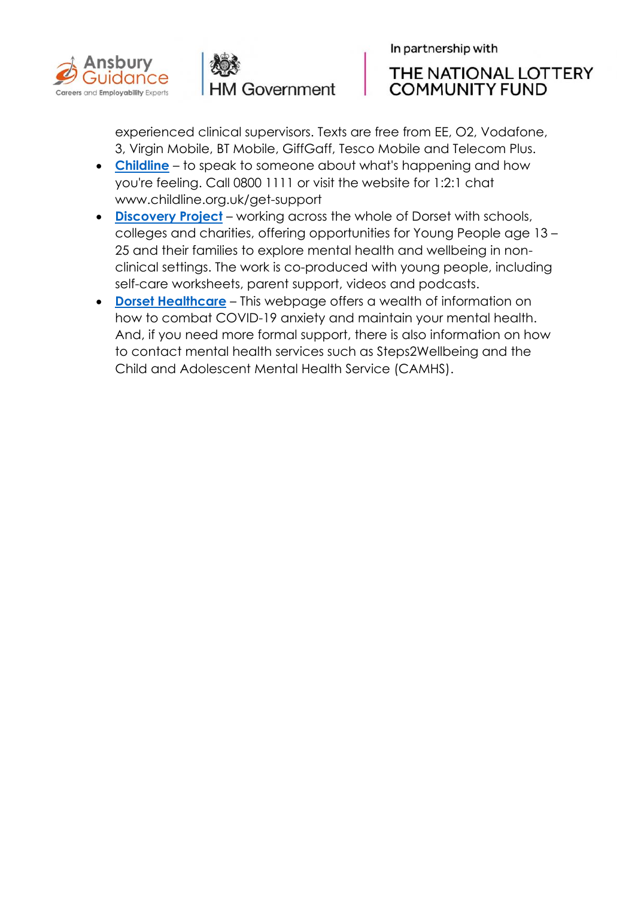experienced clinical supervisors. Texts are free from EE, O2, Vodafone, 3, Virgin Mobile, BT Mobile, GiffGaff, Tesco Mobile and Telecom Plus.

- **Childline** – to speak to someone about what's happening and how you're feeling. Call 0800 1111 or visit the website for 1:2:1 chat www.childline.org.uk/get-support
- **Discovery Project** – working across the whole of Dorset with schools, colleges and charities, offering opportunities for Young People age 13 – 25 and their families to explore mental health and wellbeing in non-clinical settings. The work is co-produced with young people, including self-care worksheets, parent support, videos and podcasts.
- **Dorset Healthcare** – This webpage offers a wealth of information on how to combat COVID-19 anxiety and maintain your mental health. And, if you need more formal support, there is also information on how to contact mental health services such as Steps2Wellbeing and the Child and Adolescent Mental Health Service (CAMHS).